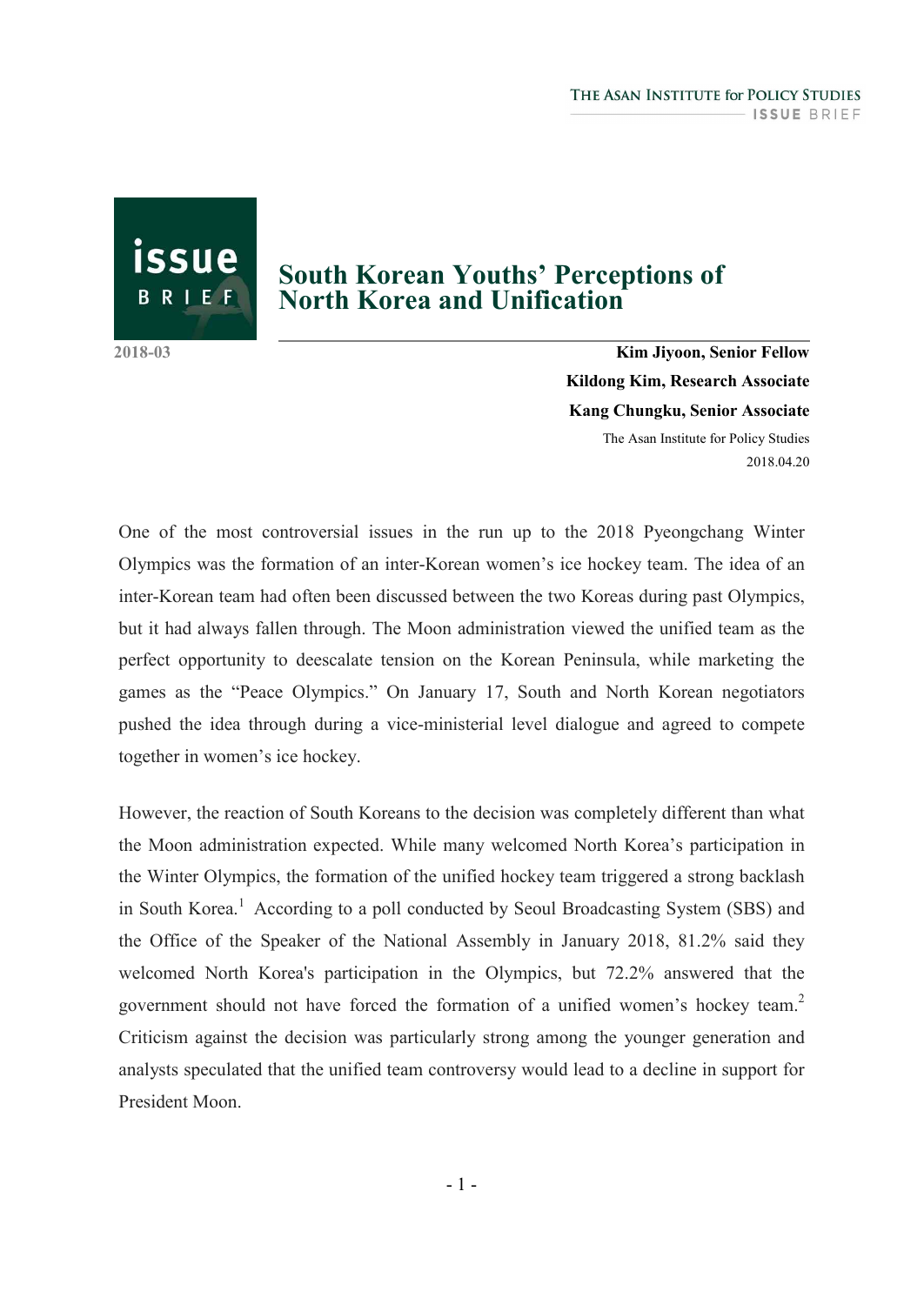# South Korean Youths' Perceptions of North Korea and Unification

2018-03

**Kim Jiyoon, Senior Fellow**
**Kildong Kim, Research Associate**
**Kang Chungku, Senior Associate**
The Asan Institute for Policy Studies
2018.04.20

One of the most controversial issues in the run up to the 2018 Pyeongchang Winter Olympics was the formation of an inter-Korean women's ice hockey team. The idea of an inter-Korean team had often been discussed between the two Koreas during past Olympics, but it had always fallen through. The Moon administration viewed the unified team as the perfect opportunity to deescalate tension on the Korean Peninsula, while marketing the games as the "Peace Olympics." On January 17, South and North Korean negotiators pushed the idea through during a vice-ministerial level dialogue and agreed to compete together in women's ice hockey.

However, the reaction of South Koreans to the decision was completely different than what the Moon administration expected. While many welcomed North Korea's participation in the Winter Olympics, the formation of the unified hockey team triggered a strong backlash in South Korea.[1] According to a poll conducted by Seoul Broadcasting System (SBS) and the Office of the Speaker of the National Assembly in January 2018, 81.2% said they welcomed North Korea's participation in the Olympics, but 72.2% answered that the government should not have forced the formation of a unified women's hockey team.[2] Criticism against the decision was particularly strong among the younger generation and analysts speculated that the unified team controversy would lead to a decline in support for President Moon.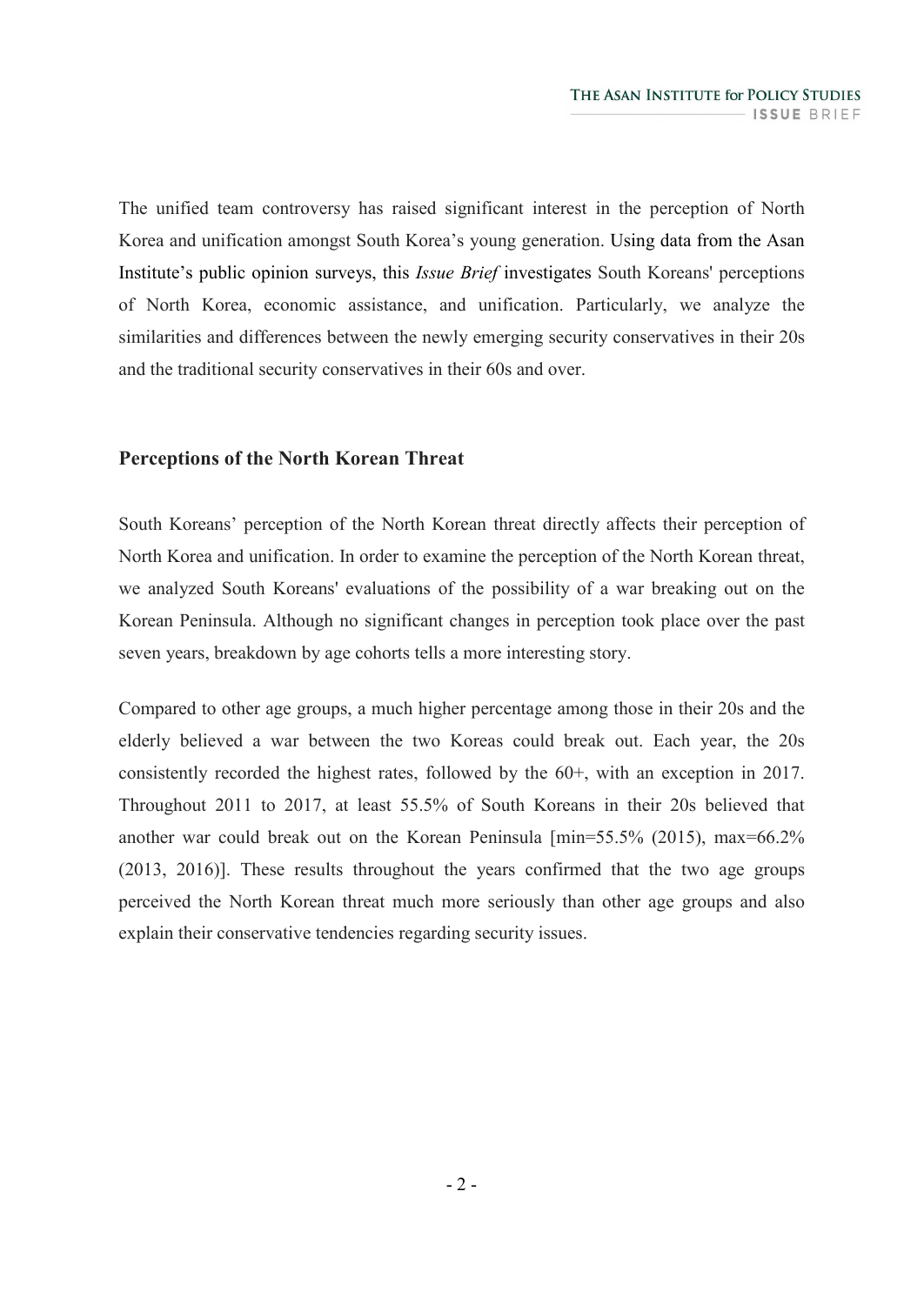The unified team controversy has raised significant interest in the perception of North Korea and unification amongst South Korea's young generation. Using data from the Asan Institute's public opinion surveys, this *Issue Brief* investigates South Koreans' perceptions of North Korea, economic assistance, and unification. Particularly, we analyze the similarities and differences between the newly emerging security conservatives in their 20s and the traditional security conservatives in their 60s and over.

## Perceptions of the North Korean Threat

South Koreans' perception of the North Korean threat directly affects their perception of North Korea and unification. In order to examine the perception of the North Korean threat, we analyzed South Koreans' evaluations of the possibility of a war breaking out on the Korean Peninsula. Although no significant changes in perception took place over the past seven years, breakdown by age cohorts tells a more interesting story.

Compared to other age groups, a much higher percentage among those in their 20s and the elderly believed a war between the two Koreas could break out. Each year, the 20s consistently recorded the highest rates, followed by the 60+, with an exception in 2017. Throughout 2011 to 2017, at least 55.5% of South Koreans in their 20s believed that another war could break out on the Korean Peninsula [min=55.5% (2015), max=66.2% (2013, 2016)]. These results throughout the years confirmed that the two age groups perceived the North Korean threat much more seriously than other age groups and also explain their conservative tendencies regarding security issues.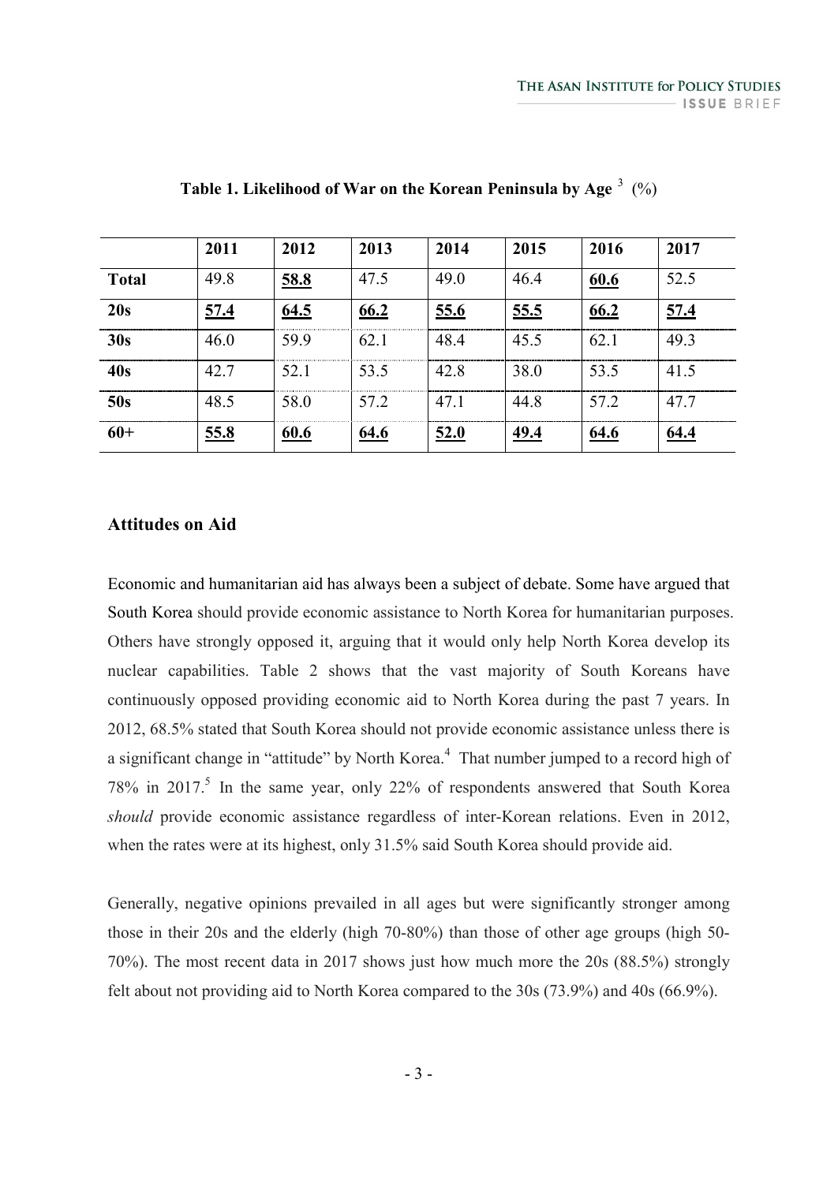**Table 1. Likelihood of War on the Korean Peninsula by Age [3] (%)**

| | 2011 | 2012 | 2013 | 2014 | 2015 | 2016 | 2017 |
|---|---|---|---|---|---|---|---|
| **Total** | 49.8 | **58.8** | 47.5 | 49.0 | 46.4 | **60.6** | 52.5 |
| **20s** | **57.4** | **64.5** | **66.2** | **55.6** | **55.5** | **66.2** | **57.4** |
| **30s** | 46.0 | 59.9 | 62.1 | 48.4 | 45.5 | 62.1 | 49.3 |
| **40s** | 42.7 | 52.1 | 53.5 | 42.8 | 38.0 | 53.5 | 41.5 |
| **50s** | 48.5 | 58.0 | 57.2 | 47.1 | 44.8 | 57.2 | 47.7 |
| **60+** | **55.8** | **60.6** | **64.6** | **52.0** | **49.4** | **64.6** | **64.4** |

## Attitudes on Aid

Economic and humanitarian aid has always been a subject of debate. Some have argued that South Korea should provide economic assistance to North Korea for humanitarian purposes. Others have strongly opposed it, arguing that it would only help North Korea develop its nuclear capabilities. Table 2 shows that the vast majority of South Koreans have continuously opposed providing economic aid to North Korea during the past 7 years. In 2012, 68.5% stated that South Korea should not provide economic assistance unless there is a significant change in "attitude" by North Korea.[4] That number jumped to a record high of 78% in 2017.[5] In the same year, only 22% of respondents answered that South Korea *should* provide economic assistance regardless of inter-Korean relations. Even in 2012, when the rates were at its highest, only 31.5% said South Korea should provide aid.

Generally, negative opinions prevailed in all ages but were significantly stronger among those in their 20s and the elderly (high 70-80%) than those of other age groups (high 50-70%). The most recent data in 2017 shows just how much more the 20s (88.5%) strongly felt about not providing aid to North Korea compared to the 30s (73.9%) and 40s (66.9%).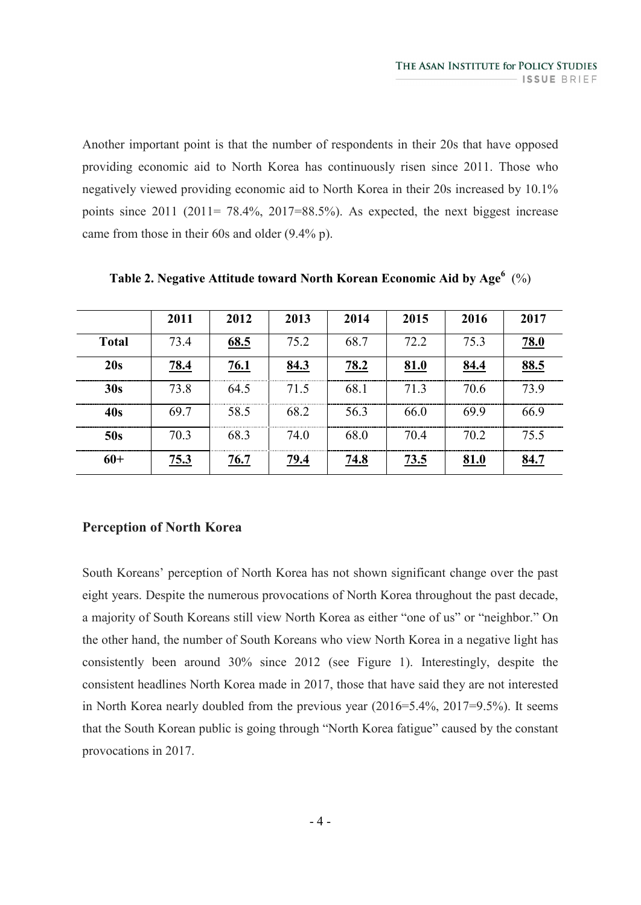Another important point is that the number of respondents in their 20s that have opposed providing economic aid to North Korea has continuously risen since 2011. Those who negatively viewed providing economic aid to North Korea in their 20s increased by 10.1% points since 2011 (2011= 78.4%, 2017=88.5%). As expected, the next biggest increase came from those in their 60s and older (9.4% p).

**Table 2. Negative Attitude toward North Korean Economic Aid by Age[6] (%)**

| | 2011 | 2012 | 2013 | 2014 | 2015 | 2016 | 2017 |
|---|---|---|---|---|---|---|---|
| **Total** | 73.4 | **68.5** | 75.2 | 68.7 | 72.2 | 75.3 | **78.0** |
| **20s** | **78.4** | **76.1** | **84.3** | **78.2** | **81.0** | **84.4** | **88.5** |
| **30s** | 73.8 | 64.5 | 71.5 | 68.1 | 71.3 | 70.6 | 73.9 |
| **40s** | 69.7 | 58.5 | 68.2 | 56.3 | 66.0 | 69.9 | 66.9 |
| **50s** | 70.3 | 68.3 | 74.0 | 68.0 | 70.4 | 70.2 | 75.5 |
| **60+** | **75.3** | **76.7** | **79.4** | **74.8** | **73.5** | **81.0** | **84.7** |

### Perception of North Korea

South Koreans' perception of North Korea has not shown significant change over the past eight years. Despite the numerous provocations of North Korea throughout the past decade, a majority of South Koreans still view North Korea as either "one of us" or "neighbor." On the other hand, the number of South Koreans who view North Korea in a negative light has consistently been around 30% since 2012 (see Figure 1). Interestingly, despite the consistent headlines North Korea made in 2017, those that have said they are not interested in North Korea nearly doubled from the previous year (2016=5.4%, 2017=9.5%). It seems that the South Korean public is going through "North Korea fatigue" caused by the constant provocations in 2017.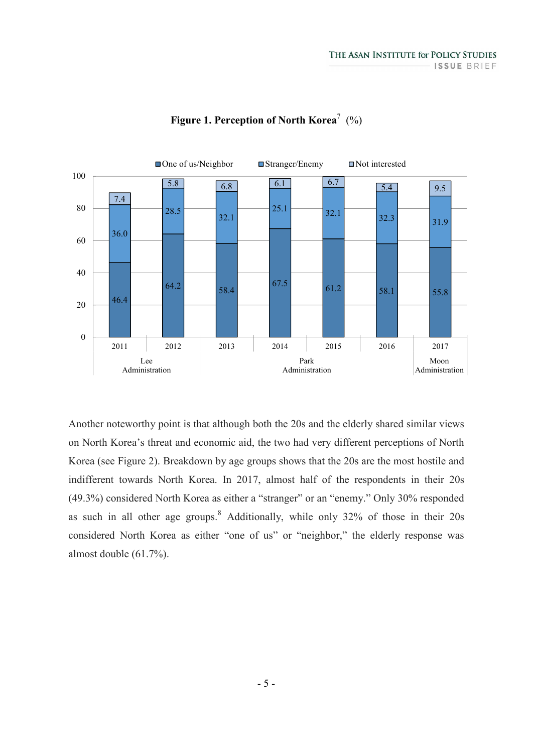**Figure 1. Perception of North Korea[7] (%)**

| | 2011 | 2012 | 2013 | 2014 | 2015 | 2016 | 2017 |
|---|---|---|---|---|---|---|---|
| | Lee Administration | | Park Administration | | | | Moon Administration |
| One of us/Neighbor | 46.4 | 64.2 | 58.4 | 67.5 | 61.2 | 58.1 | 55.8 |
| Stranger/Enemy | 36.0 | 28.5 | 32.1 | 25.1 | 32.1 | 32.3 | 31.9 |
| Not interested | 7.4 | 5.8 | 6.8 | 6.1 | 6.7 | 5.4 | 9.5 |

Another noteworthy point is that although both the 20s and the elderly shared similar views on North Korea's threat and economic aid, the two had very different perceptions of North Korea (see Figure 2). Breakdown by age groups shows that the 20s are the most hostile and indifferent towards North Korea. In 2017, almost half of the respondents in their 20s (49.3%) considered North Korea as either a "stranger" or an "enemy." Only 30% responded as such in all other age groups.[8] Additionally, while only 32% of those in their 20s considered North Korea as either "one of us" or "neighbor," the elderly response was almost double (61.7%).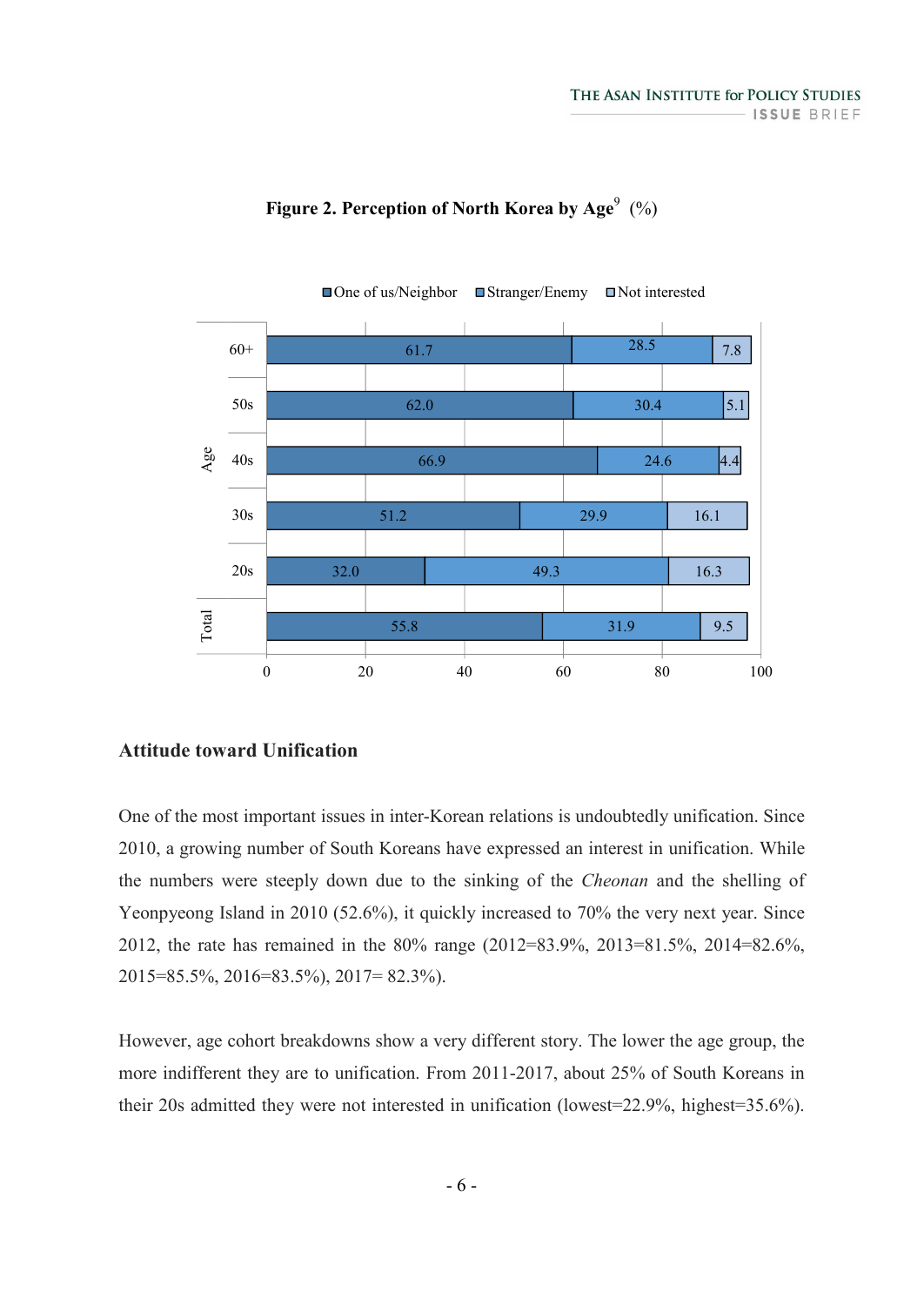**Figure 2. Perception of North Korea by Age[9] (%)**

| Age | One of us/Neighbor | Stranger/Enemy | Not interested |
|---|---|---|---|
| 60+ | 61.7 | 28.5 | 7.8 |
| 50s | 62.0 | 30.4 | 5.1 |
| 40s | 66.9 | 24.6 | 4.4 |
| 30s | 51.2 | 29.9 | 16.1 |
| 20s | 32.0 | 49.3 | 16.3 |
| Total | 55.8 | 31.9 | 9.5 |

### Attitude toward Unification

One of the most important issues in inter-Korean relations is undoubtedly unification. Since 2010, a growing number of South Koreans have expressed an interest in unification. While the numbers were steeply down due to the sinking of the *Cheonan* and the shelling of Yeonpyeong Island in 2010 (52.6%), it quickly increased to 70% the very next year. Since 2012, the rate has remained in the 80% range (2012=83.9%, 2013=81.5%, 2014=82.6%, 2015=85.5%, 2016=83.5%), 2017= 82.3%).

However, age cohort breakdowns show a very different story. The lower the age group, the more indifferent they are to unification. From 2011-2017, about 25% of South Koreans in their 20s admitted they were not interested in unification (lowest=22.9%, highest=35.6%).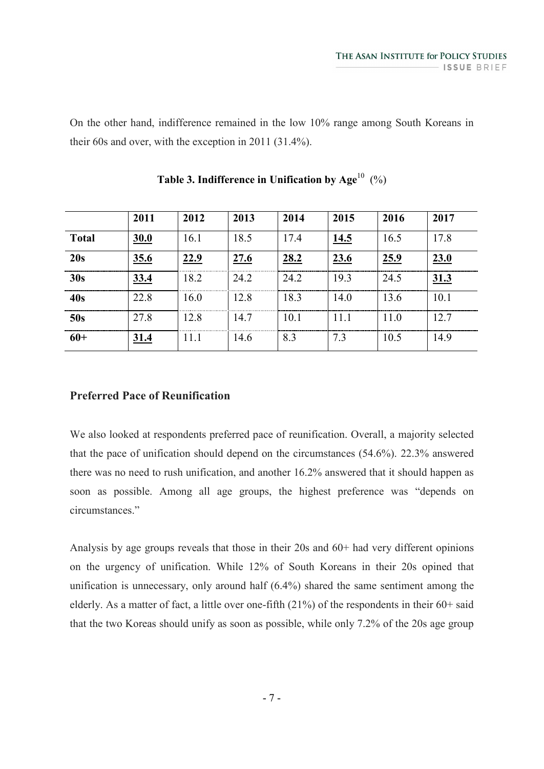On the other hand, indifference remained in the low 10% range among South Koreans in their 60s and over, with the exception in 2011 (31.4%).

**Table 3. Indifference in Unification by Age**[10] (%)

| | 2011 | 2012 | 2013 | 2014 | 2015 | 2016 | 2017 |
|---|---|---|---|---|---|---|---|
| **Total** | **30.0** | 16.1 | 18.5 | 17.4 | **14.5** | 16.5 | 17.8 |
| **20s** | **35.6** | **22.9** | **27.6** | **28.2** | **23.6** | **25.9** | **23.0** |
| **30s** | **33.4** | 18.2 | 24.2 | 24.2 | 19.3 | 24.5 | **31.3** |
| **40s** | 22.8 | 16.0 | 12.8 | 18.3 | 14.0 | 13.6 | 10.1 |
| **50s** | 27.8 | 12.8 | 14.7 | 10.1 | 11.1 | 11.0 | 12.7 |
| **60+** | **31.4** | 11.1 | 14.6 | 8.3 | 7.3 | 10.5 | 14.9 |

### Preferred Pace of Reunification

We also looked at respondents preferred pace of reunification. Overall, a majority selected that the pace of unification should depend on the circumstances (54.6%). 22.3% answered there was no need to rush unification, and another 16.2% answered that it should happen as soon as possible. Among all age groups, the highest preference was "depends on circumstances."

Analysis by age groups reveals that those in their 20s and 60+ had very different opinions on the urgency of unification. While 12% of South Koreans in their 20s opined that unification is unnecessary, only around half (6.4%) shared the same sentiment among the elderly. As a matter of fact, a little over one-fifth (21%) of the respondents in their 60+ said that the two Koreas should unify as soon as possible, while only 7.2% of the 20s age group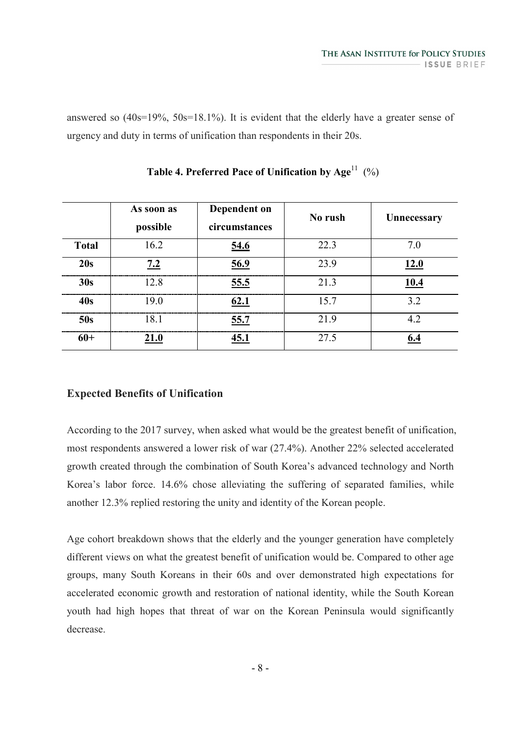answered so (40s=19%, 50s=18.1%). It is evident that the elderly have a greater sense of urgency and duty in terms of unification than respondents in their 20s.

**Table 4. Preferred Pace of Unification by Age**[11] (%)

| | As soon as possible | Dependent on circumstances | No rush | Unnecessary |
|---|---|---|---|---|
| **Total** | 16.2 | **54.6** | 22.3 | 7.0 |
| **20s** | **7.2** | **56.9** | 23.9 | **12.0** |
| **30s** | 12.8 | **55.5** | 21.3 | **10.4** |
| **40s** | 19.0 | **62.1** | 15.7 | 3.2 |
| **50s** | 18.1 | **55.7** | 21.9 | 4.2 |
| **60+** | **21.0** | **45.1** | 27.5 | **6.4** |

### Expected Benefits of Unification

According to the 2017 survey, when asked what would be the greatest benefit of unification, most respondents answered a lower risk of war (27.4%). Another 22% selected accelerated growth created through the combination of South Korea's advanced technology and North Korea's labor force. 14.6% chose alleviating the suffering of separated families, while another 12.3% replied restoring the unity and identity of the Korean people.

Age cohort breakdown shows that the elderly and the younger generation have completely different views on what the greatest benefit of unification would be. Compared to other age groups, many South Koreans in their 60s and over demonstrated high expectations for accelerated economic growth and restoration of national identity, while the South Korean youth had high hopes that threat of war on the Korean Peninsula would significantly decrease.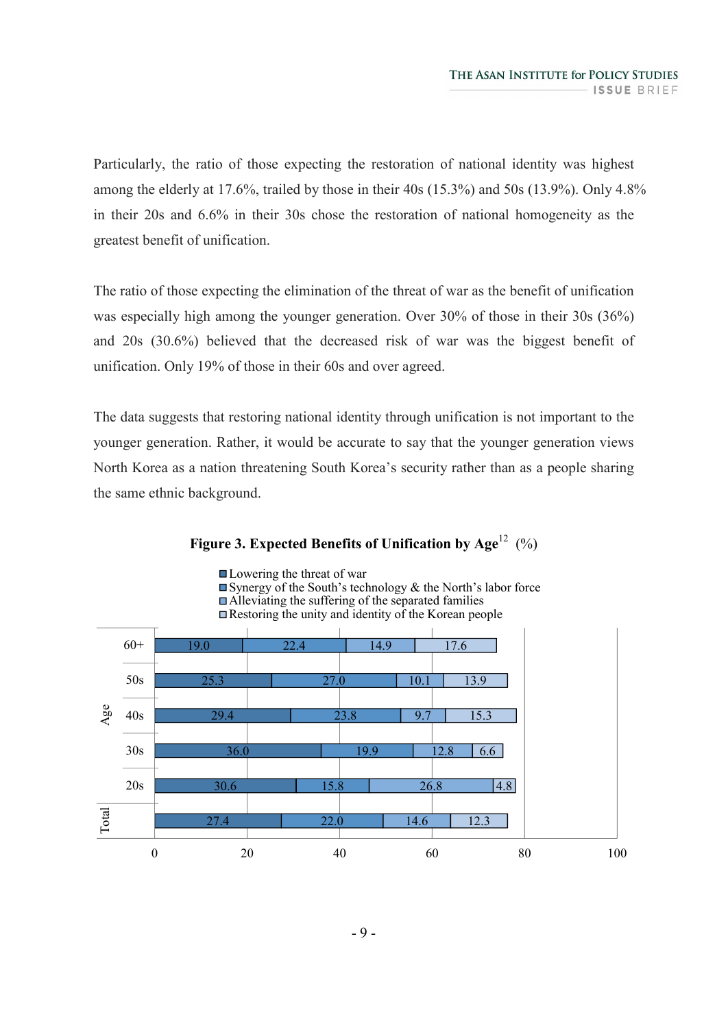Particularly, the ratio of those expecting the restoration of national identity was highest among the elderly at 17.6%, trailed by those in their 40s (15.3%) and 50s (13.9%). Only 4.8% in their 20s and 6.6% in their 30s chose the restoration of national homogeneity as the greatest benefit of unification.

The ratio of those expecting the elimination of the threat of war as the benefit of unification was especially high among the younger generation. Over 30% of those in their 30s (36%) and 20s (30.6%) believed that the decreased risk of war was the biggest benefit of unification. Only 19% of those in their 60s and over agreed.

The data suggests that restoring national identity through unification is not important to the younger generation. Rather, it would be accurate to say that the younger generation views North Korea as a nation threatening South Korea's security rather than as a people sharing the same ethnic background.

**Figure 3. Expected Benefits of Unification by Age**[12] (%)

| Age | Lowering the threat of war | Synergy of the South's technology & the North's labor force | Alleviating the suffering of the separated families | Restoring the unity and identity of the Korean people |
|---|---|---|---|---|
| 60+ | 19.0 | 22.4 | 14.9 | 17.6 |
| 50s | 25.3 | 27.0 | 10.1 | 13.9 |
| 40s | 29.4 | 23.8 | 9.7 | 15.3 |
| 30s | 36.0 | 19.9 | 12.8 | 6.6 |
| 20s | 30.6 | 15.8 | 26.8 | 4.8 |
| Total | 27.4 | 22.0 | 14.6 | 12.3 |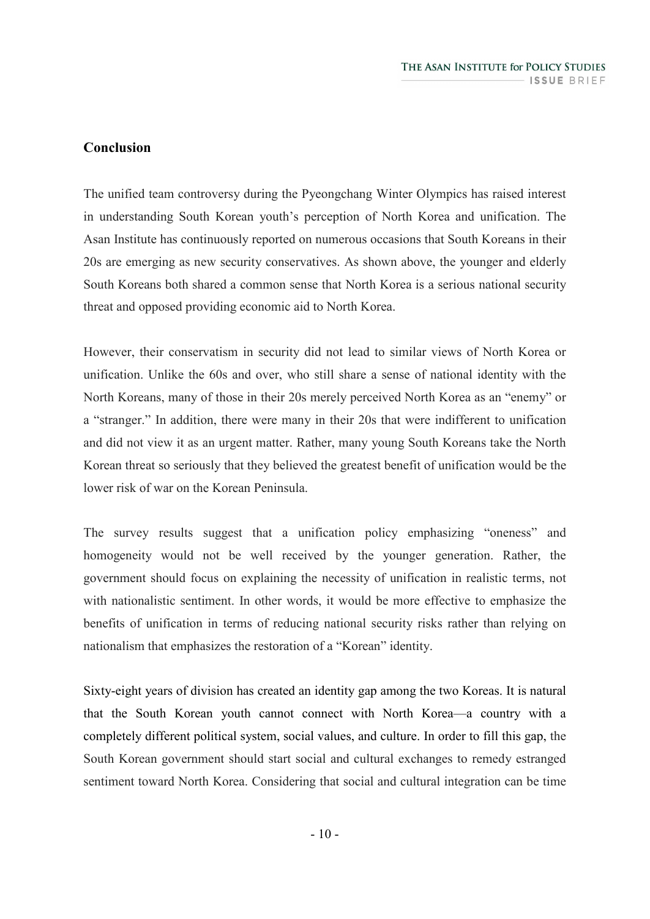## Conclusion

The unified team controversy during the Pyeongchang Winter Olympics has raised interest in understanding South Korean youth's perception of North Korea and unification. The Asan Institute has continuously reported on numerous occasions that South Koreans in their 20s are emerging as new security conservatives. As shown above, the younger and elderly South Koreans both shared a common sense that North Korea is a serious national security threat and opposed providing economic aid to North Korea.

However, their conservatism in security did not lead to similar views of North Korea or unification. Unlike the 60s and over, who still share a sense of national identity with the North Koreans, many of those in their 20s merely perceived North Korea as an "enemy" or a "stranger." In addition, there were many in their 20s that were indifferent to unification and did not view it as an urgent matter. Rather, many young South Koreans take the North Korean threat so seriously that they believed the greatest benefit of unification would be the lower risk of war on the Korean Peninsula.

The survey results suggest that a unification policy emphasizing "oneness" and homogeneity would not be well received by the younger generation. Rather, the government should focus on explaining the necessity of unification in realistic terms, not with nationalistic sentiment. In other words, it would be more effective to emphasize the benefits of unification in terms of reducing national security risks rather than relying on nationalism that emphasizes the restoration of a "Korean" identity.

Sixty-eight years of division has created an identity gap among the two Koreas. It is natural that the South Korean youth cannot connect with North Korea—a country with a completely different political system, social values, and culture. In order to fill this gap, the South Korean government should start social and cultural exchanges to remedy estranged sentiment toward North Korea. Considering that social and cultural integration can be time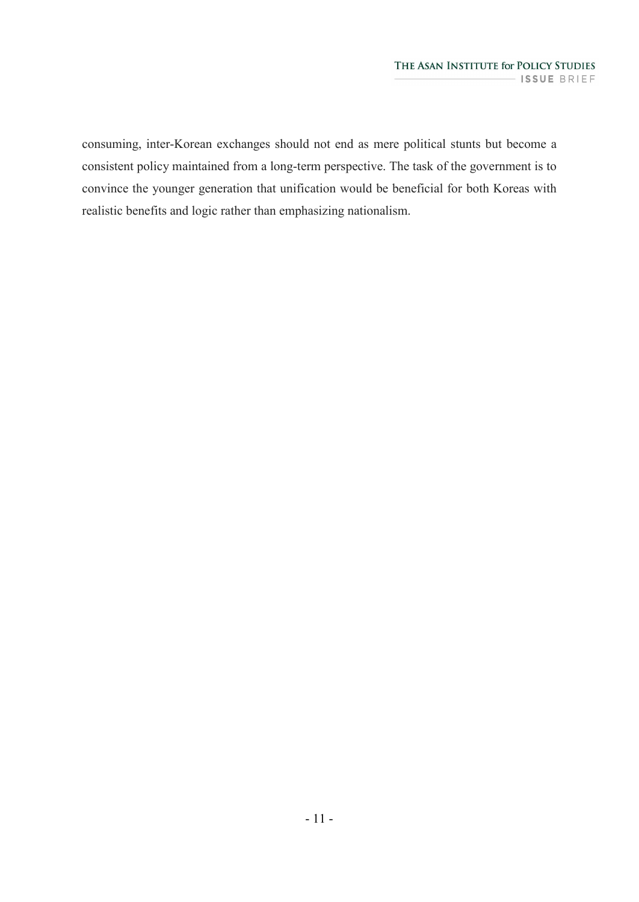consuming, inter-Korean exchanges should not end as mere political stunts but become a consistent policy maintained from a long-term perspective. The task of the government is to convince the younger generation that unification would be beneficial for both Koreas with realistic benefits and logic rather than emphasizing nationalism.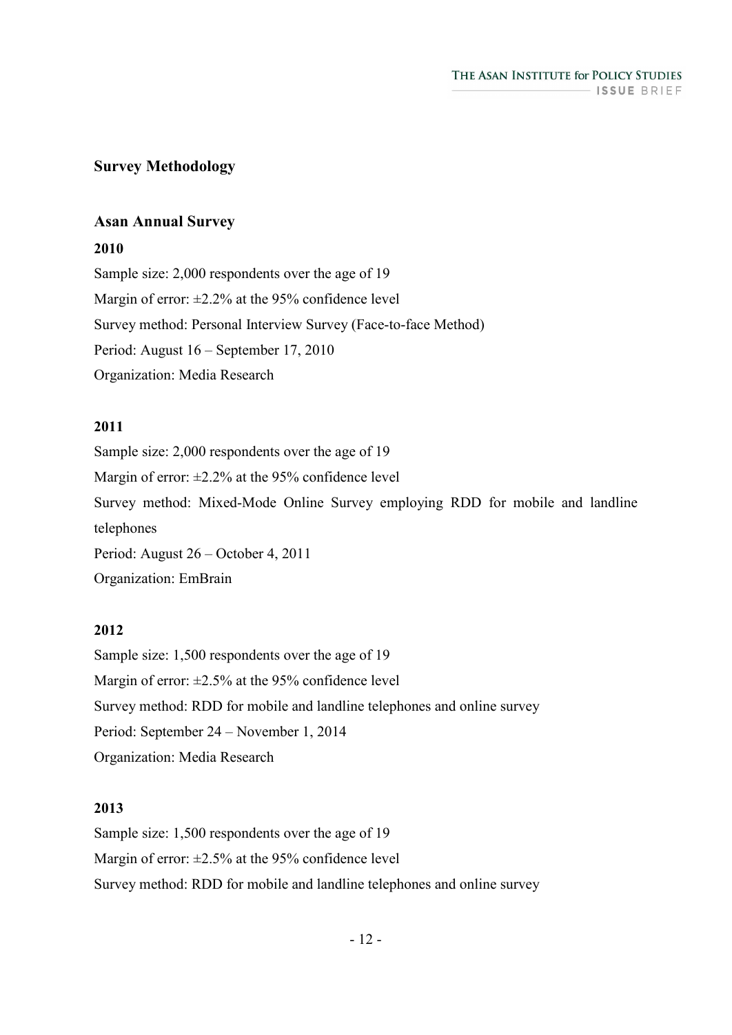## Survey Methodology

### Asan Annual Survey

**2010**

Sample size: 2,000 respondents over the age of 19
Margin of error: ±2.2% at the 95% confidence level
Survey method: Personal Interview Survey (Face-to-face Method)
Period: August 16 – September 17, 2010
Organization: Media Research

**2011**

Sample size: 2,000 respondents over the age of 19
Margin of error: ±2.2% at the 95% confidence level
Survey method: Mixed-Mode Online Survey employing RDD for mobile and landline telephones
Period: August 26 – October 4, 2011
Organization: EmBrain

**2012**

Sample size: 1,500 respondents over the age of 19
Margin of error: ±2.5% at the 95% confidence level
Survey method: RDD for mobile and landline telephones and online survey
Period: September 24 – November 1, 2014
Organization: Media Research

**2013**

Sample size: 1,500 respondents over the age of 19
Margin of error: ±2.5% at the 95% confidence level
Survey method: RDD for mobile and landline telephones and online survey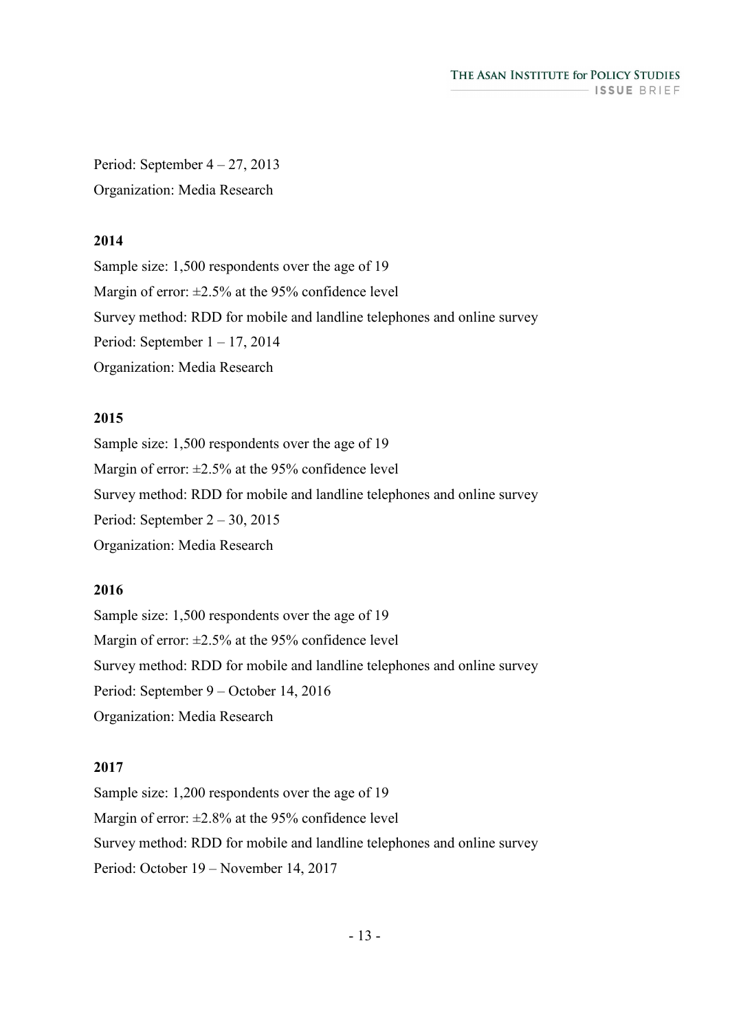Period: September 4 – 27, 2013

Organization: Media Research

**2014**

Sample size: 1,500 respondents over the age of 19

Margin of error: ±2.5% at the 95% confidence level

Survey method: RDD for mobile and landline telephones and online survey

Period: September 1 – 17, 2014

Organization: Media Research

**2015**

Sample size: 1,500 respondents over the age of 19

Margin of error: ±2.5% at the 95% confidence level

Survey method: RDD for mobile and landline telephones and online survey

Period: September 2 – 30, 2015

Organization: Media Research

**2016**

Sample size: 1,500 respondents over the age of 19

Margin of error: ±2.5% at the 95% confidence level

Survey method: RDD for mobile and landline telephones and online survey

Period: September 9 – October 14, 2016

Organization: Media Research

**2017**

Sample size: 1,200 respondents over the age of 19

Margin of error: ±2.8% at the 95% confidence level

Survey method: RDD for mobile and landline telephones and online survey

Period: October 19 – November 14, 2017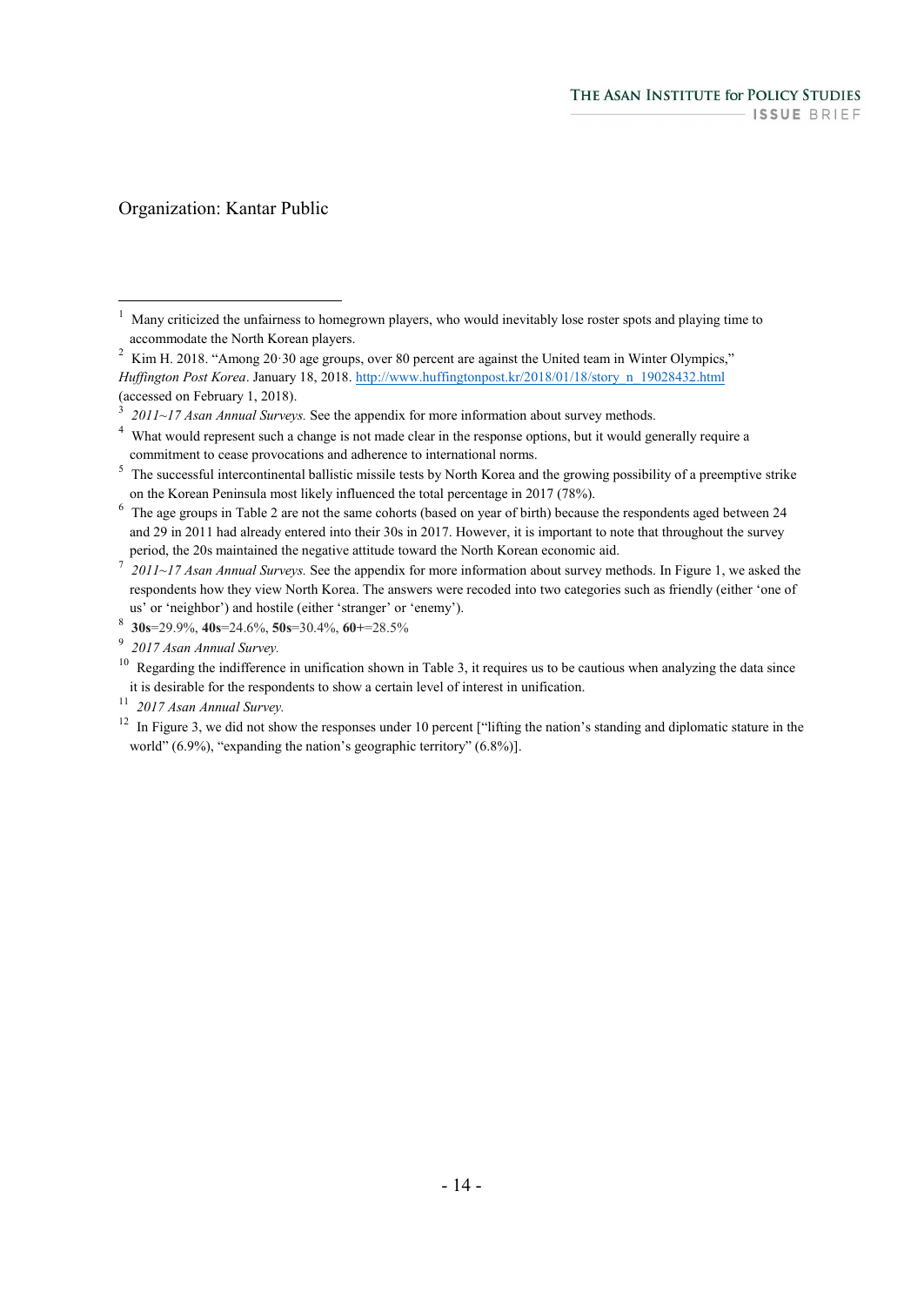Organization: Kantar Public

---

[1] Many criticized the unfairness to homegrown players, who would inevitably lose roster spots and playing time to accommodate the North Korean players.

[2] Kim H. 2018. "Among 20·30 age groups, over 80 percent are against the United team in Winter Olympics," *Huffington Post Korea*. January 18, 2018. http://www.huffingtonpost.kr/2018/01/18/story_n_19028432.html (accessed on February 1, 2018).

[3] *2011~17 Asan Annual Surveys.* See the appendix for more information about survey methods.

[4] What would represent such a change is not made clear in the response options, but it would generally require a commitment to cease provocations and adherence to international norms.

[5] The successful intercontinental ballistic missile tests by North Korea and the growing possibility of a preemptive strike on the Korean Peninsula most likely influenced the total percentage in 2017 (78%).

[6] The age groups in Table 2 are not the same cohorts (based on year of birth) because the respondents aged between 24 and 29 in 2011 had already entered into their 30s in 2017. However, it is important to note that throughout the survey period, the 20s maintained the negative attitude toward the North Korean economic aid.

[7] *2011~17 Asan Annual Surveys.* See the appendix for more information about survey methods. In Figure 1, we asked the respondents how they view North Korea. The answers were recoded into two categories such as friendly (either 'one of us' or 'neighbor') and hostile (either 'stranger' or 'enemy').

[8] **30s**=29.9%, **40s**=24.6%, **50s**=30.4%, **60+**=28.5%

[9] *2017 Asan Annual Survey.*

[10] Regarding the indifference in unification shown in Table 3, it requires us to be cautious when analyzing the data since it is desirable for the respondents to show a certain level of interest in unification.

[11] *2017 Asan Annual Survey.*

[12] In Figure 3, we did not show the responses under 10 percent ["lifting the nation's standing and diplomatic stature in the world" (6.9%), "expanding the nation's geographic territory" (6.8%)].